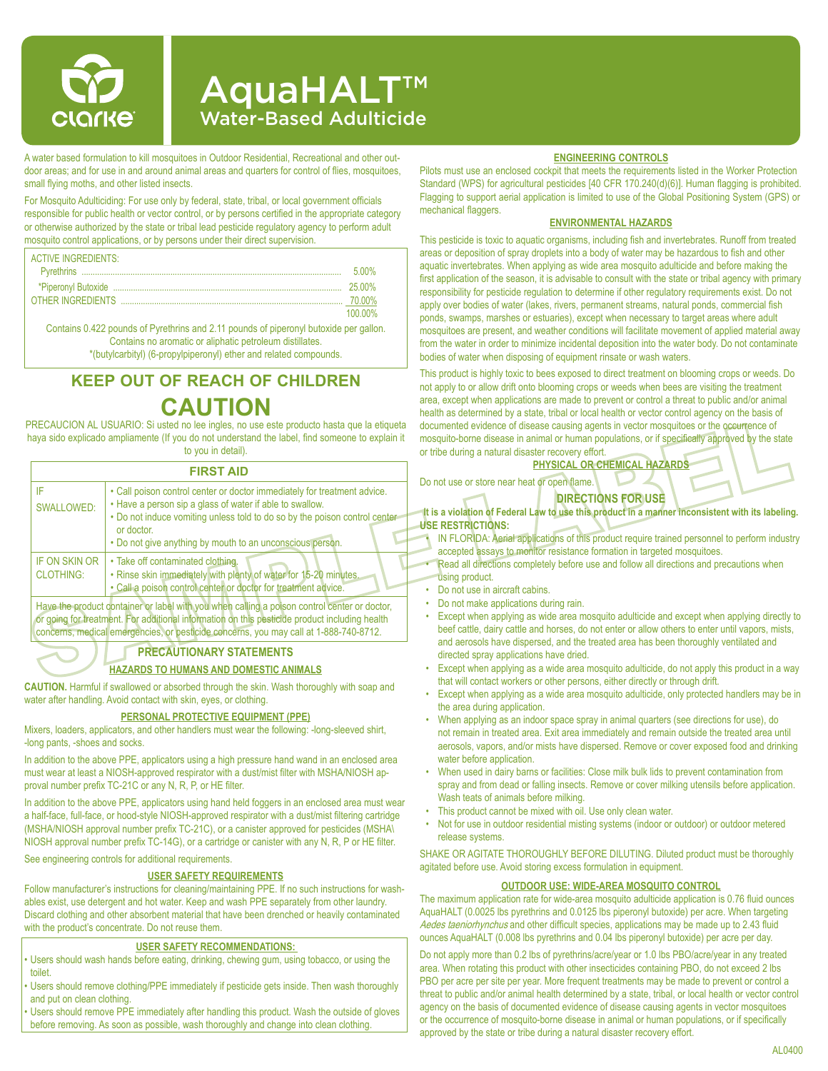# AquaHALT™

## Water-Based Adulticide

A water based formulation to kill mosquitoes in Outdoor Residential, Recreational and other outdoor areas; and for use in and around animal areas and quarters for control of flies, mosquitoes, small flying moths, and other listed insects.

For Mosquito Adulticiding: For use only by federal, state, tribal, or local government officials responsible for public health or vector control, or by persons certified in the appropriate category or otherwise authorized by the state or tribal lead pesticide regulatory agency to perform adult mosquito control applications, or by persons under their direct supervision.

| ACTIVE INGREDIENTS: | |
|---|---|
| Pyrethrins | 5.00% |
| *Piperonyl Butoxide | 25.00% |
| OTHER INGREDIENTS | 70.00% |
| | 100.00% |

Contains 0.422 pounds of Pyrethrins and 2.11 pounds of piperonyl butoxide per gallon.
Contains no aromatic or aliphatic petroleum distillates.
*(butylcarbityl) (6-propylpiperonyl) ether and related compounds.

## KEEP OUT OF REACH OF CHILDREN

## CAUTION

PRECAUCION AL USUARIO: Si usted no lee ingles, no use este producto hasta que la etiqueta haya sido explicado ampliamente (If you do not understand the label, find someone to explain it to you in detail).

| FIRST AID | |
|---|---|
| IF SWALLOWED: | • Call poison control center or doctor immediately for treatment advice. • Have a person sip a glass of water if able to swallow. • Do not induce vomiting unless told to do so by the poison control center or doctor. • Do not give anything by mouth to an unconscious person. |
| IF ON SKIN OR CLOTHING: | • Take off contaminated clothing. • Rinse skin immediately with plenty of water for 15-20 minutes. • Call a poison control center or doctor for treatment advice. |
| Have the product container or label with you when calling a poison control center or doctor, or going for treatment. For additional information on this pesticide product including health concerns, medical emergencies, or pesticide concerns, you may call at 1-888-740-8712. | |

### PRECAUTIONARY STATEMENTS

#### HAZARDS TO HUMANS AND DOMESTIC ANIMALS

**CAUTION.** Harmful if swallowed or absorbed through the skin. Wash thoroughly with soap and water after handling. Avoid contact with skin, eyes, or clothing.

#### PERSONAL PROTECTIVE EQUIPMENT (PPE)

Mixers, loaders, applicators, and other handlers must wear the following: -long-sleeved shirt, -long pants, -shoes and socks.

In addition to the above PPE, applicators using a high pressure hand wand in an enclosed area must wear at least a NIOSH-approved respirator with a dust/mist filter with MSHA/NIOSH approval number prefix TC-21C or any N, R, P, or HE filter.

In addition to the above PPE, applicators using hand held foggers in an enclosed area must wear a half-face, full-face, or hood-style NIOSH-approved respirator with a dust/mist filtering cartridge (MSHA/NIOSH approval number prefix TC-21C), or a canister approved for pesticides (MSHA\ NIOSH approval number prefix TC-14G), or a cartridge or canister with any N, R, P or HE filter.

See engineering controls for additional requirements.

#### USER SAFETY REQUIREMENTS

Follow manufacturer's instructions for cleaning/maintaining PPE. If no such instructions for washables exist, use detergent and hot water. Keep and wash PPE separately from other laundry. Discard clothing and other absorbent material that have been drenched or heavily contaminated with the product's concentrate. Do not reuse them.

#### USER SAFETY RECOMMENDATIONS:

- Users should wash hands before eating, drinking, chewing gum, using tobacco, or using the toilet.
- Users should remove clothing/PPE immediately if pesticide gets inside. Then wash thoroughly and put on clean clothing.
- Users should remove PPE immediately after handling this product. Wash the outside of gloves before removing. As soon as possible, wash thoroughly and change into clean clothing.

#### ENGINEERING CONTROLS

Pilots must use an enclosed cockpit that meets the requirements listed in the Worker Protection Standard (WPS) for agricultural pesticides [40 CFR 170.240(d)(6)]. Human flagging is prohibited. Flagging to support aerial application is limited to use of the Global Positioning System (GPS) or mechanical flaggers.

#### ENVIRONMENTAL HAZARDS

This pesticide is toxic to aquatic organisms, including fish and invertebrates. Runoff from treated areas or deposition of spray droplets into a body of water may be hazardous to fish and other aquatic invertebrates. When applying as wide area mosquito adulticide and before making the first application of the season, it is advisable to consult with the state or tribal agency with primary responsibility for pesticide regulation to determine if other regulatory requirements exist. Do not apply over bodies of water (lakes, rivers, permanent streams, natural ponds, commercial fish ponds, swamps, marshes or estuaries), except when necessary to target areas where adult mosquitoes are present, and weather conditions will facilitate movement of applied material away from the water in order to minimize incidental deposition into the water body. Do not contaminate bodies of water when disposing of equipment rinsate or wash waters.

This product is highly toxic to bees exposed to direct treatment on blooming crops or weeds. Do not apply to or allow drift onto blooming crops or weeds when bees are visiting the treatment area, except when applications are made to prevent or control a threat to public and/or animal health as determined by a state, tribal or local health or vector control agency on the basis of documented evidence of disease causing agents in vector mosquitoes or the occurrence of mosquito-borne disease in animal or human populations, or if specifically approved by the state or tribe during a natural disaster recovery effort.

#### PHYSICAL OR CHEMICAL HAZARDS

Do not use or store near heat or open flame.

### DIRECTIONS FOR USE

**It is a violation of Federal Law to use this product in a manner inconsistent with its labeling.**

**USE RESTRICTIONS:**

- IN FLORIDA: Aerial applications of this product require trained personnel to perform industry accepted assays to monitor resistance formation in targeted mosquitoes.
- Read all directions completely before use and follow all directions and precautions when using product.
- Do not use in aircraft cabins.
- Do not make applications during rain.
- Except when applying as wide area mosquito adulticide and except when applying directly to beef cattle, dairy cattle and horses, do not enter or allow others to enter until vapors, mists, and aerosols have dispersed, and the treated area has been thoroughly ventilated and directed spray applications have dried.
- Except when applying as a wide area mosquito adulticide, do not apply this product in a way that will contact workers or other persons, either directly or through drift.
- Except when applying as a wide area mosquito adulticide, only protected handlers may be in the area during application.
- When applying as an indoor space spray in animal quarters (see directions for use), do not remain in treated area. Exit area immediately and remain outside the treated area until aerosols, vapors, and/or mists have dispersed. Remove or cover exposed food and drinking water before application.
- When used in dairy barns or facilities: Close milk bulk lids to prevent contamination from spray and from dead or falling insects. Remove or cover milking utensils before application. Wash teats of animals before milking.
- This product cannot be mixed with oil. Use only clean water.
- Not for use in outdoor residential misting systems (indoor or outdoor) or outdoor metered release systems.

SHAKE OR AGITATE THOROUGHLY BEFORE DILUTING. Diluted product must be thoroughly agitated before use. Avoid storing excess formulation in equipment.

#### OUTDOOR USE: WIDE-AREA MOSQUITO CONTROL

The maximum application rate for wide-area mosquito adulticide application is 0.76 fluid ounces AquaHALT (0.0025 lbs pyrethrins and 0.0125 lbs piperonyl butoxide) per acre. When targeting *Aedes taeniorhynchus* and other difficult species, applications may be made up to 2.43 fluid ounces AquaHALT (0.008 lbs pyrethrins and 0.04 lbs piperonyl butoxide) per acre per day.

Do not apply more than 0.2 lbs of pyrethrins/acre/year or 1.0 lbs PBO/acre/year in any treated area. When rotating this product with other insecticides containing PBO, do not exceed 2 lbs PBO per acre per site per year. More frequent treatments may be made to prevent or control a threat to public and/or animal health determined by a state, tribal, or local health or vector control agency on the basis of documented evidence of disease causing agents in vector mosquitoes or the occurrence of mosquito-borne disease in animal or human populations, or if specifically approved by the state or tribe during a natural disaster recovery effort.

AL0400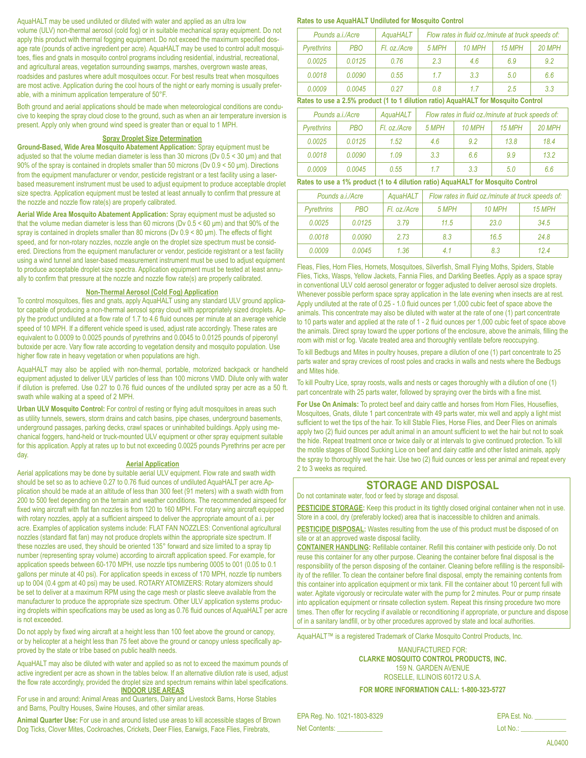AquaHALT may be used undiluted or diluted with water and applied as an ultra low volume (ULV) non-thermal aerosol (cold fog) or in suitable mechanical spray equipment. Do not apply this product with thermal fogging equipment. Do not exceed the maximum specified dosage rate (pounds of active ingredient per acre). AquaHALT may be used to control adult mosquitoes, flies and gnats in mosquito control programs including residential, industrial, recreational, and agricultural areas, vegetation surrounding swamps, marshes, overgrown waste areas, roadsides and pastures where adult mosquitoes occur. For best results treat when mosquitoes are most active. Application during the cool hours of the night or early morning is usually preferable, with a minimum application temperature of 50°F.

Both ground and aerial applications should be made when meteorological conditions are conducive to keeping the spray cloud close to the ground, such as when an air temperature inversion is present. Apply only when ground wind speed is greater than or equal to 1 MPH.

### Spray Droplet Size Determination

**Ground-Based, Wide Area Mosquito Abatement Application:** Spray equipment must be adjusted so that the volume median diameter is less than 30 microns (Dv 0.5 < 30 µm) and that 90% of the spray is contained in droplets smaller than 50 microns (Dv 0.9 < 50 µm). Directions from the equipment manufacturer or vendor, pesticide registrant or a test facility using a laser-based measurement instrument must be used to adjust equipment to produce acceptable droplet size spectra. Application equipment must be tested at least annually to confirm that pressure at the nozzle and nozzle flow rate(s) are properly calibrated.

**Aerial Wide Area Mosquito Abatement Application:** Spray equipment must be adjusted so that the volume median diameter is less than 60 microns (Dv 0.5 < 60 µm) and that 90% of the spray is contained in droplets smaller than 80 microns (Dv 0.9 < 80 µm). The effects of flight speed, and for non-rotary nozzles, nozzle angle on the droplet size spectrum must be considered. Directions from the equipment manufacturer or vendor, pesticide registrant or a test facility using a wind tunnel and laser-based measurement instrument must be used to adjust equipment to produce acceptable droplet size spectra. Application equipment must be tested at least annually to confirm that pressure at the nozzle and nozzle flow rate(s) are properly calibrated.

### Non-Thermal Aerosol (Cold Fog) Application

To control mosquitoes, flies and gnats, apply AquaHALT using any standard ULV ground applicator capable of producing a non-thermal aerosol spray cloud with appropriately sized droplets. Apply the product undiluted at a flow rate of 1.7 to 4.6 fluid ounces per minute at an average vehicle speed of 10 MPH. If a different vehicle speed is used, adjust rate accordingly. These rates are equivalent to 0.0009 to 0.0025 pounds of pyrethrins and 0.0045 to 0.0125 pounds of piperonyl butoxide per acre. Vary flow rate according to vegetation density and mosquito population. Use higher flow rate in heavy vegetation or when populations are high.

AquaHALT may also be applied with non-thermal, portable, motorized backpack or handheld equipment adjusted to deliver ULV particles of less than 100 microns VMD. Dilute only with water if dilution is preferred. Use 0.27 to 0.76 fluid ounces of the undiluted spray per acre as a 50 ft. swath while walking at a speed of 2 MPH.

**Urban ULV Mosquito Control:** For control of resting or flying adult mosquitoes in areas such as utility tunnels, sewers, storm drains and catch basins, pipe chases, underground basements, underground passages, parking decks, crawl spaces or uninhabited buildings. Apply using mechanical foggers, hand-held or truck-mounted ULV equipment or other spray equipment suitable for this application. Apply at rates up to but not exceeding 0.0025 pounds Pyrethrins per acre per day.

### Aerial Application

Aerial applications may be done by suitable aerial ULV equipment. Flow rate and swath width should be set so as to achieve 0.27 to 0.76 fluid ounces of undiluted AquaHALT per acre.Application should be made at an altitude of less than 300 feet (91 meters) with a swath width from 200 to 500 feet depending on the terrain and weather conditions. The recommended airspeed for fixed wing aircraft with flat fan nozzles is from 120 to 160 MPH. For rotary wing aircraft equipped with rotary nozzles, apply at a sufficient airspeed to deliver the appropriate amount of a.i. per acre. Examples of application systems include: FLAT FAN NOZZLES: Conventional agricultural nozzles (standard flat fan) may not produce droplets within the appropriate size spectrum. If these nozzles are used, they should be oriented 135° forward and size limited to a spray tip number (representing spray volume) according to aircraft application speed. For example, for application speeds between 60-170 MPH, use nozzle tips numbering 0005 to 001 (0.05 to 0.1 gallons per minute at 40 psi). For application speeds in excess of 170 MPH, nozzle tip numbers up to 004 (0.4 gpm at 40 psi) may be used. ROTARY ATOMIZERS: Rotary atomizers should be set to deliver at a maximum RPM using the cage mesh or plastic sleeve available from the manufacturer to produce the appropriate size spectrum. Other ULV application systems producing droplets within specifications may be used as long as 0.76 fluid ounces of AquaHALT per acre is not exceeded.

Do not apply by fixed wing aircraft at a height less than 100 feet above the ground or canopy, or by helicopter at a height less than 75 feet above the ground or canopy unless specifically approved by the state or tribe based on public health needs.

AquaHALT may also be diluted with water and applied so as not to exceed the maximum pounds of active ingredient per acre as shown in the tables below. If an alternative dilution rate is used, adjust the flow rate accordingly, provided the droplet size and spectrum remains within label specifications.

**Rates to use AquaHALT Undiluted for Mosquito Control**

| Pounds a.i./Acre | | AquaHALT | Flow rates in fluid oz./minute at truck speeds of: | | | |
|---|---|---|---|---|---|---|
| Pyrethrins | PBO | Fl. oz./Acre | 5 MPH | 10 MPH | 15 MPH | 20 MPH |
| 0.0025 | 0.0125 | 0.76 | 2.3 | 4.6 | 6.9 | 9.2 |
| 0.0018 | 0.0090 | 0.55 | 1.7 | 3.3 | 5.0 | 6.6 |
| 0.0009 | 0.0045 | 0.27 | 0.8 | 1.7 | 2.5 | 3.3 |

**Rates to use a 2.5% product (1 to 1 dilution ratio) AquaHALT for Mosquito Control**

| Pounds a.i./Acre | | AquaHALT | Flow rates in fluid oz./minute at truck speeds of: | | | |
|---|---|---|---|---|---|---|
| Pyrethrins | PBO | Fl. oz./Acre | 5 MPH | 10 MPH | 15 MPH | 20 MPH |
| 0.0025 | 0.0125 | 1.52 | 4.6 | 9.2 | 13.8 | 18.4 |
| 0.0018 | 0.0090 | 1.09 | 3.3 | 6.6 | 9.9 | 13.2 |
| 0.0009 | 0.0045 | 0.55 | 1.7 | 3.3 | 5.0 | 6.6 |

**Rates to use a 1% product (1 to 4 dilution ratio) AquaHALT for Mosquito Control**

| Pounds a.i./Acre | | AquaHALT | Flow rates in fluid oz./minute at truck speeds of: | | |
|---|---|---|---|---|---|
| Pyrethrins | PBO | Fl. oz./Acre | 5 MPH | 10 MPH | 15 MPH |
| 0.0025 | 0.0125 | 3.79 | 11.5 | 23.0 | 34.5 |
| 0.0018 | 0.0090 | 2.73 | 8.3 | 16.5 | 24.8 |
| 0.0009 | 0.0045 | 1.36 | 4.1 | 8.3 | 12.4 |

### INDOOR USE AREAS

For use in and around: Animal Areas and Quarters, Dairy and Livestock Barns, Horse Stables and Barns, Poultry Houses, Swine Houses, and other similar areas.

**Animal Quarter Use:** For use in and around listed use areas to kill accessible stages of Brown Dog Ticks, Clover Mites, Cockroaches, Crickets, Deer Flies, Earwigs, Face Flies, Firebrats, Fleas, Flies, Horn Flies, Hornets, Mosquitoes, Silverfish, Small Flying Moths, Spiders, Stable Flies, Ticks, Wasps, Yellow Jackets, Fannia Flies, and Darkling Beetles. Apply as a space spray in conventional ULV cold aerosol generator or fogger adjusted to deliver aerosol size droplets. Whenever possible perform space spray application in the late evening when insects are at rest. Apply undiluted at the rate of 0.25 - 1.0 fluid ounces per 1,000 cubic feet of space above the animals. This concentrate may also be diluted with water at the rate of one (1) part concentrate to 10 parts water and applied at the rate of 1 - 2 fluid ounces per 1,000 cubic feet of space above the animals. Direct spray toward the upper portions of the enclosure, above the animals, filling the room with mist or fog. Vacate treated area and thoroughly ventilate before reoccupying.

To kill Bedbugs and Mites in poultry houses, prepare a dilution of one (1) part concentrate to 25 parts water and spray crevices of roost poles and cracks in walls and nests where the Bedbugs and Mites hide.

To kill Poultry Lice, spray roosts, walls and nests or cages thoroughly with a dilution of one (1) part concentrate with 25 parts water, followed by spraying over the birds with a fine mist.

**For Use On Animals:** To protect beef and dairy cattle and horses from Horn Flies, Houseflies, Mosquitoes, Gnats, dilute 1 part concentrate with 49 parts water, mix well and apply a light mist sufficient to wet the tips of the hair. To kill Stable Flies, Horse Flies, and Deer Flies on animals apply two (2) fluid ounces per adult animal in an amount sufficient to wet the hair but not to soak the hide. Repeat treatment once or twice daily or at intervals to give continued protection. To kill the motile stages of Blood Sucking Lice on beef and dairy cattle and other listed animals, apply the spray to thoroughly wet the hair. Use two (2) fluid ounces or less per animal and repeat every 2 to 3 weeks as required.

## STORAGE AND DISPOSAL

Do not contaminate water, food or feed by storage and disposal.

**PESTICIDE STORAGE:** Keep this product in its tightly closed original container when not in use. Store in a cool, dry (preferably locked) area that is inaccessible to children and animals.

**PESTICIDE DISPOSAL:** Wastes resulting from the use of this product must be disposed of on site or at an approved waste disposal facility.

**CONTAINER HANDLING:** Refillable container. Refill this container with pesticide only. Do not reuse this container for any other purpose. Cleaning the container before final disposal is the responsibility of the person disposing of the container. Cleaning before refilling is the responsibility of the refiller. To clean the container before final disposal, empty the remaining contents from this container into application equipment or mix tank. Fill the container about 10 percent full with water. Agitate vigorously or recirculate water with the pump for 2 minutes. Pour or pump rinsate into application equipment or rinsate collection system. Repeat this rinsing procedure two more times. Then offer for recycling if available or reconditioning if appropriate, or puncture and dispose of in a sanitary landfill, or by other procedures approved by state and local authorities.

AquaHALT™ is a registered Trademark of Clarke Mosquito Control Products, Inc.

MANUFACTURED FOR:
**CLARKE MOSQUITO CONTROL PRODUCTS, INC.**
159 N. GARDEN AVENUE
ROSELLE, ILLINOIS 60172 U.S.A.

**FOR MORE INFORMATION CALL: 1-800-323-5727**

EPA Reg. No. 1021-1803-8329

EPA Est. No. _________

Net Contents: ____________

Lot No.: ____________

AL0400